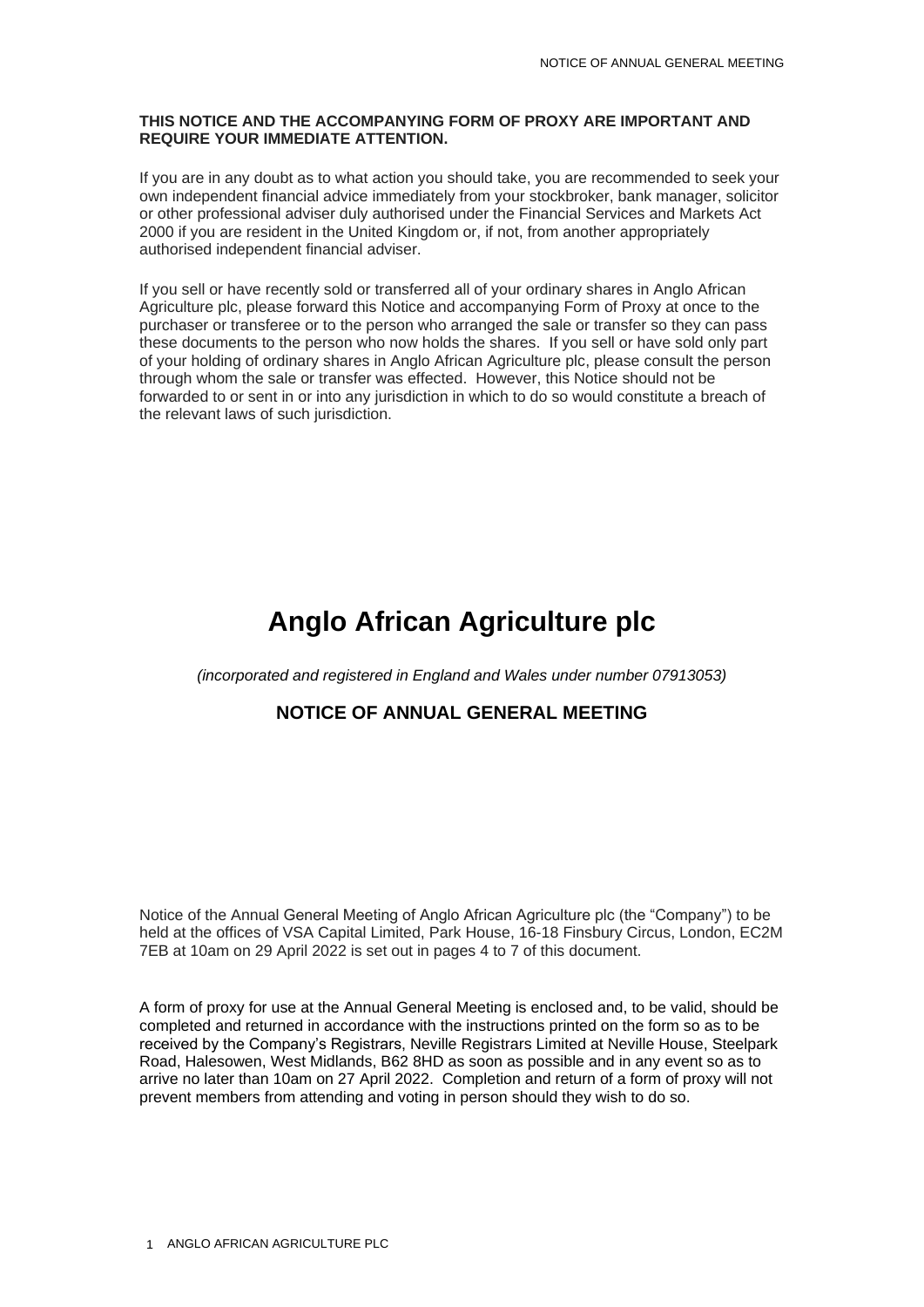**THIS NOTICE AND THE ACCOMPANYING FORM OF PROXY ARE IMPORTANT AND REQUIRE YOUR IMMEDIATE ATTENTION.**

If you are in any doubt as to what action you should take, you are recommended to seek your own independent financial advice immediately from your stockbroker, bank manager, solicitor or other professional adviser duly authorised under the Financial Services and Markets Act 2000 if you are resident in the United Kingdom or, if not, from another appropriately authorised independent financial adviser.

If you sell or have recently sold or transferred all of your ordinary shares in Anglo African Agriculture plc, please forward this Notice and accompanying Form of Proxy at once to the purchaser or transferee or to the person who arranged the sale or transfer so they can pass these documents to the person who now holds the shares. If you sell or have sold only part of your holding of ordinary shares in Anglo African Agriculture plc, please consult the person through whom the sale or transfer was effected. However, this Notice should not be forwarded to or sent in or into any jurisdiction in which to do so would constitute a breach of the relevant laws of such jurisdiction.

# Anglo African Agriculture plc

*(incorporated and registered in England and Wales under number 07913053)*

## NOTICE OF ANNUAL GENERAL MEETING

Notice of the Annual General Meeting of Anglo African Agriculture plc (the "Company") to be held at the offices of VSA Capital Limited, Park House, 16-18 Finsbury Circus, London, EC2M 7EB at 10am on 29 April 2022 is set out in pages 4 to 7 of this document.

A form of proxy for use at the Annual General Meeting is enclosed and, to be valid, should be completed and returned in accordance with the instructions printed on the form so as to be received by the Company's Registrars, Neville Registrars Limited at Neville House, Steelpark Road, Halesowen, West Midlands, B62 8HD as soon as possible and in any event so as to arrive no later than 10am on 27 April 2022. Completion and return of a form of proxy will not prevent members from attending and voting in person should they wish to do so.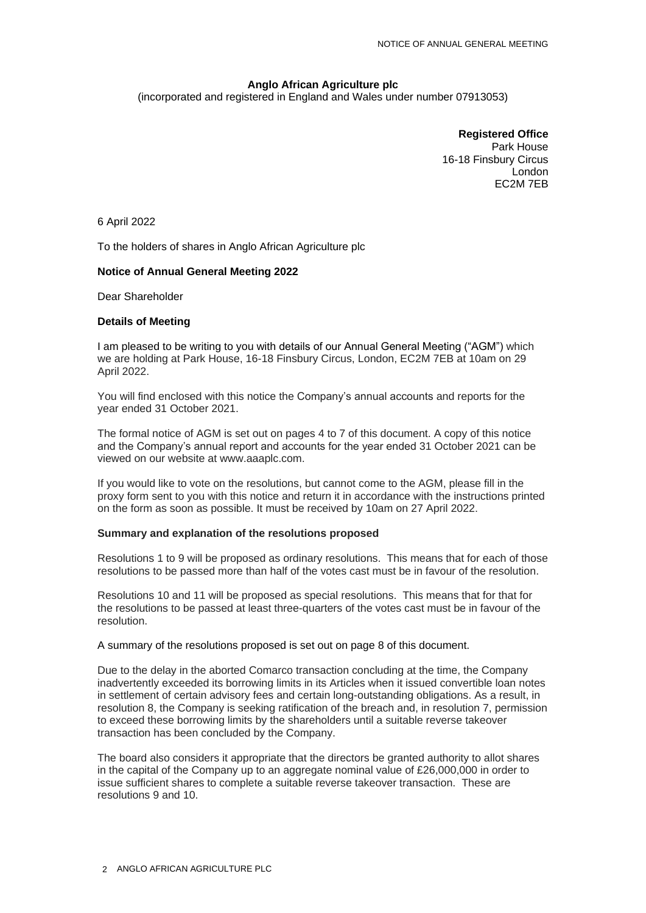**Anglo African Agriculture plc**
(incorporated and registered in England and Wales under number 07913053)

**Registered Office**
Park House
16-18 Finsbury Circus
London
EC2M 7EB

6 April 2022

To the holders of shares in Anglo African Agriculture plc

**Notice of Annual General Meeting 2022**

Dear Shareholder

**Details of Meeting**

I am pleased to be writing to you with details of our Annual General Meeting ("AGM") which we are holding at Park House, 16-18 Finsbury Circus, London, EC2M 7EB at 10am on 29 April 2022.

You will find enclosed with this notice the Company's annual accounts and reports for the year ended 31 October 2021.

The formal notice of AGM is set out on pages 4 to 7 of this document. A copy of this notice and the Company's annual report and accounts for the year ended 31 October 2021 can be viewed on our website at www.aaaplc.com.

If you would like to vote on the resolutions, but cannot come to the AGM, please fill in the proxy form sent to you with this notice and return it in accordance with the instructions printed on the form as soon as possible. It must be received by 10am on 27 April 2022.

**Summary and explanation of the resolutions proposed**

Resolutions 1 to 9 will be proposed as ordinary resolutions. This means that for each of those resolutions to be passed more than half of the votes cast must be in favour of the resolution.

Resolutions 10 and 11 will be proposed as special resolutions. This means that for that for the resolutions to be passed at least three-quarters of the votes cast must be in favour of the resolution.

A summary of the resolutions proposed is set out on page 8 of this document.

Due to the delay in the aborted Comarco transaction concluding at the time, the Company inadvertently exceeded its borrowing limits in its Articles when it issued convertible loan notes in settlement of certain advisory fees and certain long-outstanding obligations. As a result, in resolution 8, the Company is seeking ratification of the breach and, in resolution 7, permission to exceed these borrowing limits by the shareholders until a suitable reverse takeover transaction has been concluded by the Company.

The board also considers it appropriate that the directors be granted authority to allot shares in the capital of the Company up to an aggregate nominal value of £26,000,000 in order to issue sufficient shares to complete a suitable reverse takeover transaction. These are resolutions 9 and 10.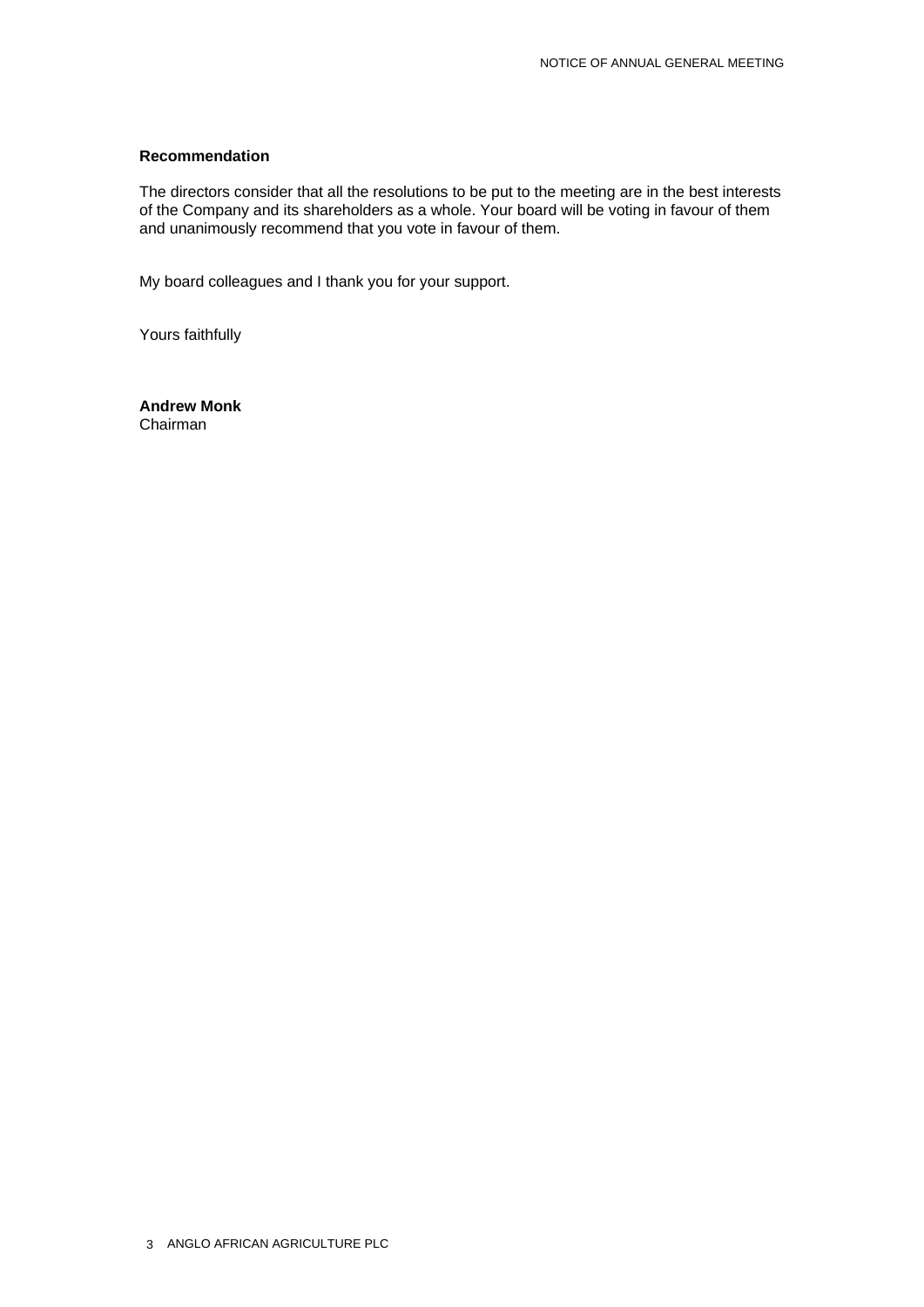**Recommendation**

The directors consider that all the resolutions to be put to the meeting are in the best interests of the Company and its shareholders as a whole. Your board will be voting in favour of them and unanimously recommend that you vote in favour of them.

My board colleagues and I thank you for your support.

Yours faithfully

**Andrew Monk**
Chairman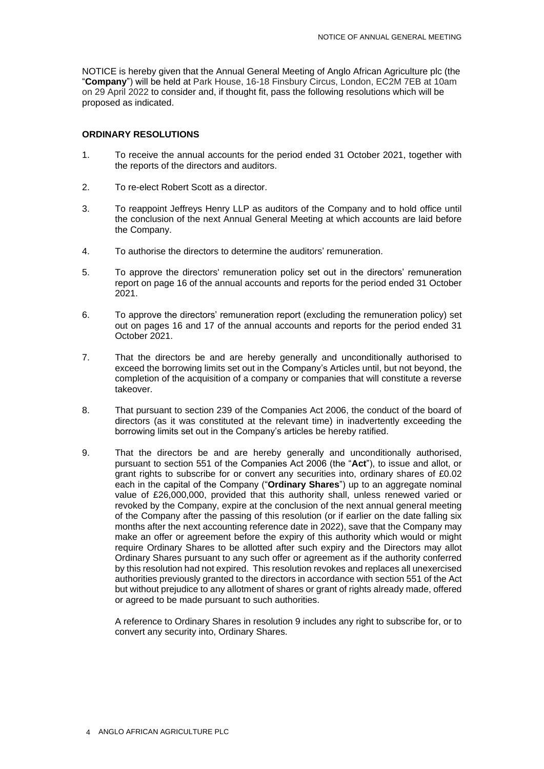NOTICE is hereby given that the Annual General Meeting of Anglo African Agriculture plc (the "**Company**") will be held at Park House, 16-18 Finsbury Circus, London, EC2M 7EB at 10am on 29 April 2022 to consider and, if thought fit, pass the following resolutions which will be proposed as indicated.

**ORDINARY RESOLUTIONS**

1. To receive the annual accounts for the period ended 31 October 2021, together with the reports of the directors and auditors.

2. To re-elect Robert Scott as a director.

3. To reappoint Jeffreys Henry LLP as auditors of the Company and to hold office until the conclusion of the next Annual General Meeting at which accounts are laid before the Company.

4. To authorise the directors to determine the auditors' remuneration.

5. To approve the directors' remuneration policy set out in the directors' remuneration report on page 16 of the annual accounts and reports for the period ended 31 October 2021.

6. To approve the directors' remuneration report (excluding the remuneration policy) set out on pages 16 and 17 of the annual accounts and reports for the period ended 31 October 2021.

7. That the directors be and are hereby generally and unconditionally authorised to exceed the borrowing limits set out in the Company's Articles until, but not beyond, the completion of the acquisition of a company or companies that will constitute a reverse takeover.

8. That pursuant to section 239 of the Companies Act 2006, the conduct of the board of directors (as it was constituted at the relevant time) in inadvertently exceeding the borrowing limits set out in the Company's articles be hereby ratified.

9. That the directors be and are hereby generally and unconditionally authorised, pursuant to section 551 of the Companies Act 2006 (the "**Act**"), to issue and allot, or grant rights to subscribe for or convert any securities into, ordinary shares of £0.02 each in the capital of the Company ("**Ordinary Shares**") up to an aggregate nominal value of £26,000,000, provided that this authority shall, unless renewed varied or revoked by the Company, expire at the conclusion of the next annual general meeting of the Company after the passing of this resolution (or if earlier on the date falling six months after the next accounting reference date in 2022), save that the Company may make an offer or agreement before the expiry of this authority which would or might require Ordinary Shares to be allotted after such expiry and the Directors may allot Ordinary Shares pursuant to any such offer or agreement as if the authority conferred by this resolution had not expired. This resolution revokes and replaces all unexercised authorities previously granted to the directors in accordance with section 551 of the Act but without prejudice to any allotment of shares or grant of rights already made, offered or agreed to be made pursuant to such authorities.

   A reference to Ordinary Shares in resolution 9 includes any right to subscribe for, or to convert any security into, Ordinary Shares.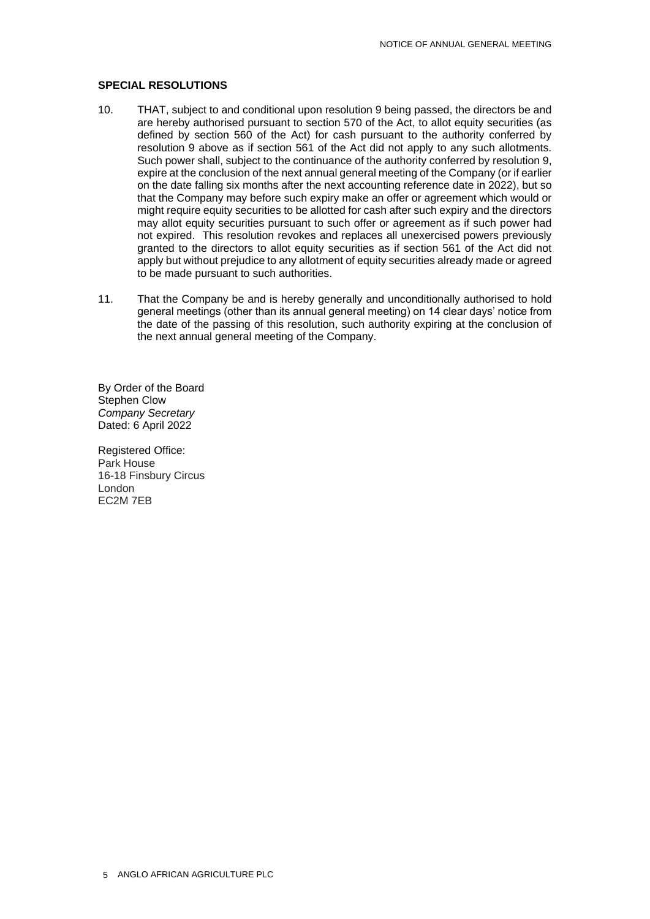## SPECIAL RESOLUTIONS

10. THAT, subject to and conditional upon resolution 9 being passed, the directors be and are hereby authorised pursuant to section 570 of the Act, to allot equity securities (as defined by section 560 of the Act) for cash pursuant to the authority conferred by resolution 9 above as if section 561 of the Act did not apply to any such allotments. Such power shall, subject to the continuance of the authority conferred by resolution 9, expire at the conclusion of the next annual general meeting of the Company (or if earlier on the date falling six months after the next accounting reference date in 2022), but so that the Company may before such expiry make an offer or agreement which would or might require equity securities to be allotted for cash after such expiry and the directors may allot equity securities pursuant to such offer or agreement as if such power had not expired. This resolution revokes and replaces all unexercised powers previously granted to the directors to allot equity securities as if section 561 of the Act did not apply but without prejudice to any allotment of equity securities already made or agreed to be made pursuant to such authorities.

11. That the Company be and is hereby generally and unconditionally authorised to hold general meetings (other than its annual general meeting) on 14 clear days' notice from the date of the passing of this resolution, such authority expiring at the conclusion of the next annual general meeting of the Company.

By Order of the Board
Stephen Clow
*Company Secretary*
Dated: 6 April 2022

Registered Office:
Park House
16-18 Finsbury Circus
London
EC2M 7EB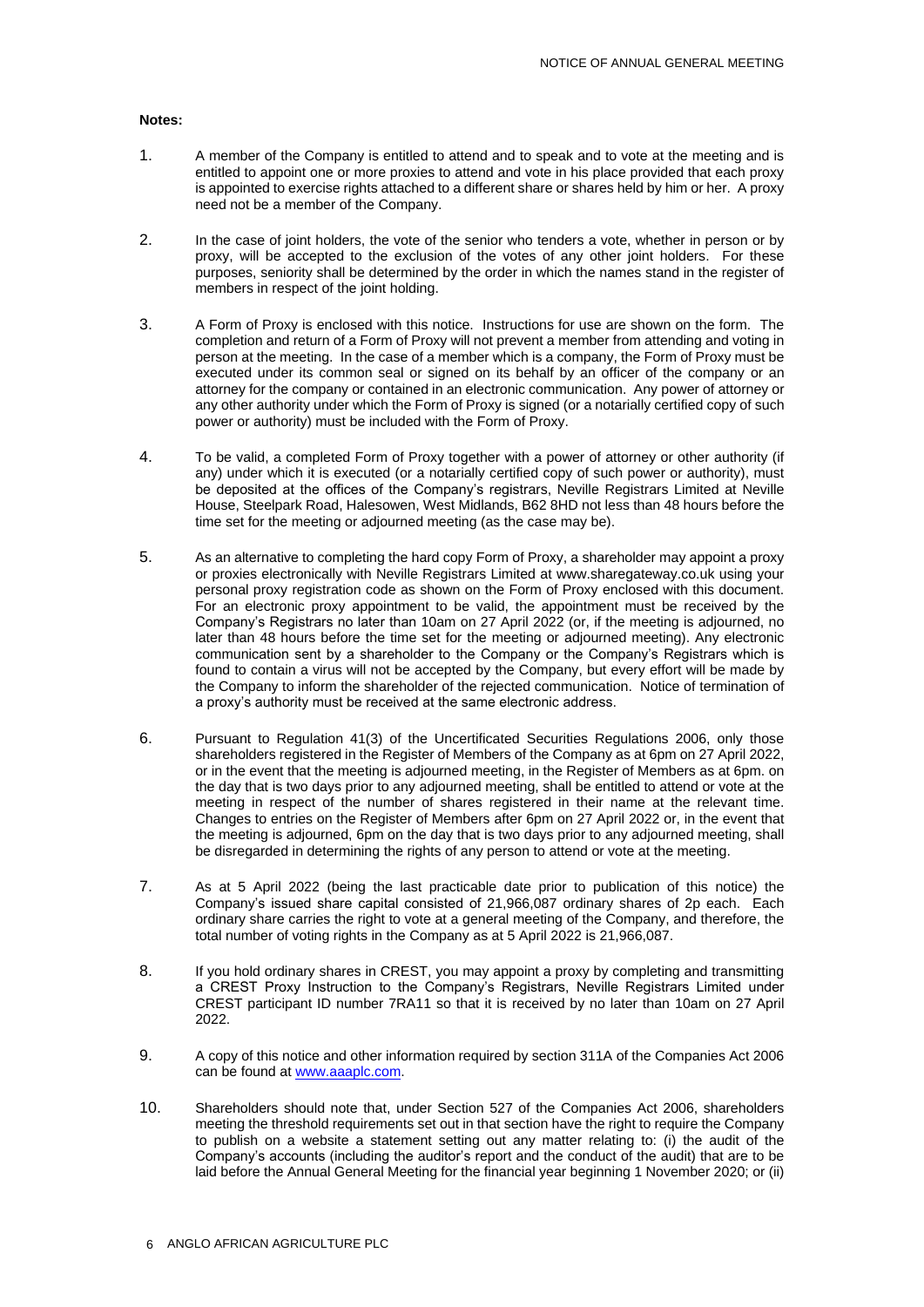**Notes:**

1. A member of the Company is entitled to attend and to speak and to vote at the meeting and is entitled to appoint one or more proxies to attend and vote in his place provided that each proxy is appointed to exercise rights attached to a different share or shares held by him or her. A proxy need not be a member of the Company.

2. In the case of joint holders, the vote of the senior who tenders a vote, whether in person or by proxy, will be accepted to the exclusion of the votes of any other joint holders. For these purposes, seniority shall be determined by the order in which the names stand in the register of members in respect of the joint holding.

3. A Form of Proxy is enclosed with this notice. Instructions for use are shown on the form. The completion and return of a Form of Proxy will not prevent a member from attending and voting in person at the meeting. In the case of a member which is a company, the Form of Proxy must be executed under its common seal or signed on its behalf by an officer of the company or an attorney for the company or contained in an electronic communication. Any power of attorney or any other authority under which the Form of Proxy is signed (or a notarially certified copy of such power or authority) must be included with the Form of Proxy.

4. To be valid, a completed Form of Proxy together with a power of attorney or other authority (if any) under which it is executed (or a notarially certified copy of such power or authority), must be deposited at the offices of the Company's registrars, Neville Registrars Limited at Neville House, Steelpark Road, Halesowen, West Midlands, B62 8HD not less than 48 hours before the time set for the meeting or adjourned meeting (as the case may be).

5. As an alternative to completing the hard copy Form of Proxy, a shareholder may appoint a proxy or proxies electronically with Neville Registrars Limited at www.sharegateway.co.uk using your personal proxy registration code as shown on the Form of Proxy enclosed with this document. For an electronic proxy appointment to be valid, the appointment must be received by the Company's Registrars no later than 10am on 27 April 2022 (or, if the meeting is adjourned, no later than 48 hours before the time set for the meeting or adjourned meeting). Any electronic communication sent by a shareholder to the Company or the Company's Registrars which is found to contain a virus will not be accepted by the Company, but every effort will be made by the Company to inform the shareholder of the rejected communication. Notice of termination of a proxy's authority must be received at the same electronic address.

6. Pursuant to Regulation 41(3) of the Uncertificated Securities Regulations 2006, only those shareholders registered in the Register of Members of the Company as at 6pm on 27 April 2022, or in the event that the meeting is adjourned meeting, in the Register of Members as at 6pm. on the day that is two days prior to any adjourned meeting, shall be entitled to attend or vote at the meeting in respect of the number of shares registered in their name at the relevant time. Changes to entries on the Register of Members after 6pm on 27 April 2022 or, in the event that the meeting is adjourned, 6pm on the day that is two days prior to any adjourned meeting, shall be disregarded in determining the rights of any person to attend or vote at the meeting.

7. As at 5 April 2022 (being the last practicable date prior to publication of this notice) the Company's issued share capital consisted of 21,966,087 ordinary shares of 2p each. Each ordinary share carries the right to vote at a general meeting of the Company, and therefore, the total number of voting rights in the Company as at 5 April 2022 is 21,966,087.

8. If you hold ordinary shares in CREST, you may appoint a proxy by completing and transmitting a CREST Proxy Instruction to the Company's Registrars, Neville Registrars Limited under CREST participant ID number 7RA11 so that it is received by no later than 10am on 27 April 2022.

9. A copy of this notice and other information required by section 311A of the Companies Act 2006 can be found at www.aaaplc.com.

10. Shareholders should note that, under Section 527 of the Companies Act 2006, shareholders meeting the threshold requirements set out in that section have the right to require the Company to publish on a website a statement setting out any matter relating to: (i) the audit of the Company's accounts (including the auditor's report and the conduct of the audit) that are to be laid before the Annual General Meeting for the financial year beginning 1 November 2020; or (ii)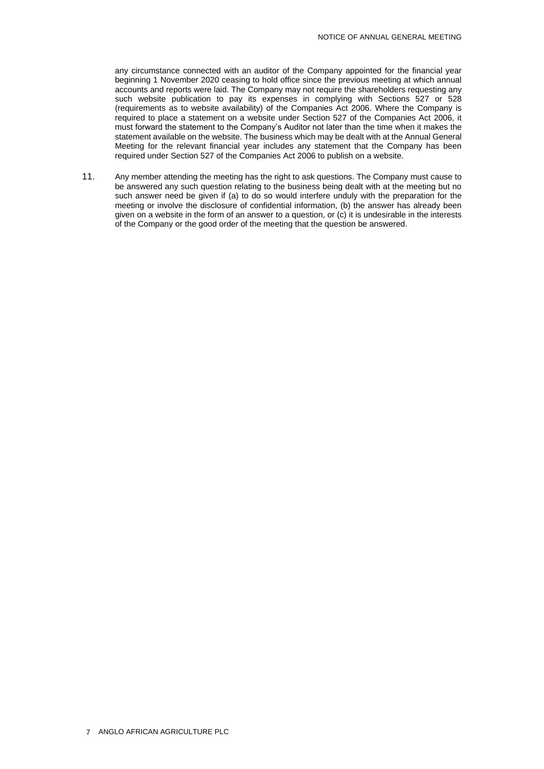any circumstance connected with an auditor of the Company appointed for the financial year beginning 1 November 2020 ceasing to hold office since the previous meeting at which annual accounts and reports were laid. The Company may not require the shareholders requesting any such website publication to pay its expenses in complying with Sections 527 or 528 (requirements as to website availability) of the Companies Act 2006. Where the Company is required to place a statement on a website under Section 527 of the Companies Act 2006, it must forward the statement to the Company's Auditor not later than the time when it makes the statement available on the website. The business which may be dealt with at the Annual General Meeting for the relevant financial year includes any statement that the Company has been required under Section 527 of the Companies Act 2006 to publish on a website.

11. Any member attending the meeting has the right to ask questions. The Company must cause to be answered any such question relating to the business being dealt with at the meeting but no such answer need be given if (a) to do so would interfere unduly with the preparation for the meeting or involve the disclosure of confidential information, (b) the answer has already been given on a website in the form of an answer to a question, or (c) it is undesirable in the interests of the Company or the good order of the meeting that the question be answered.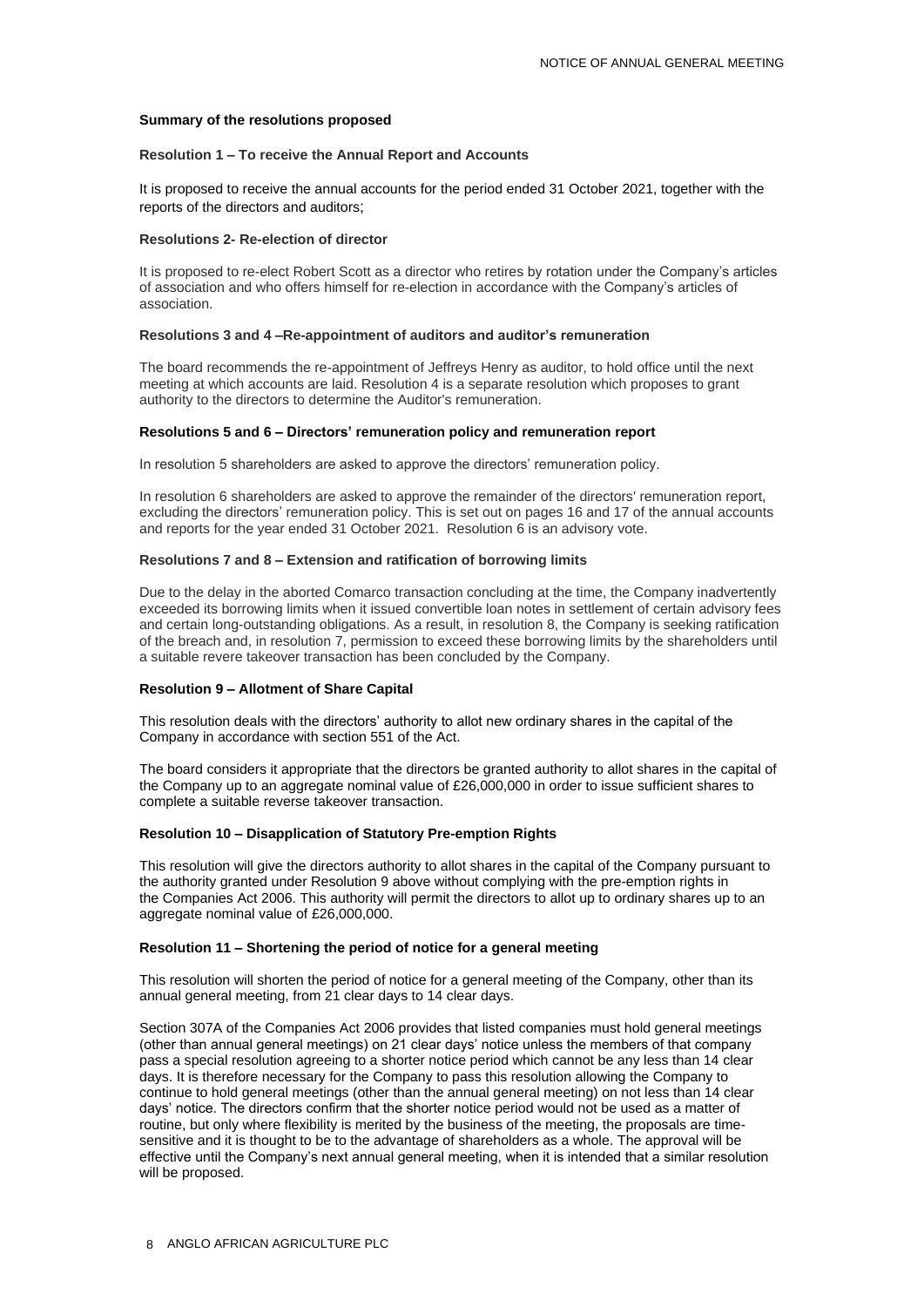**Summary of the resolutions proposed**

**Resolution 1 – To receive the Annual Report and Accounts**

It is proposed to receive the annual accounts for the period ended 31 October 2021, together with the reports of the directors and auditors;

**Resolutions 2- Re-election of director**

It is proposed to re-elect Robert Scott as a director who retires by rotation under the Company's articles of association and who offers himself for re-election in accordance with the Company's articles of association.

**Resolutions 3 and 4 –Re-appointment of auditors and auditor's remuneration**

The board recommends the re-appointment of Jeffreys Henry as auditor, to hold office until the next meeting at which accounts are laid. Resolution 4 is a separate resolution which proposes to grant authority to the directors to determine the Auditor's remuneration.

**Resolutions 5 and 6 – Directors' remuneration policy and remuneration report**

In resolution 5 shareholders are asked to approve the directors' remuneration policy.

In resolution 6 shareholders are asked to approve the remainder of the directors' remuneration report, excluding the directors' remuneration policy. This is set out on pages 16 and 17 of the annual accounts and reports for the year ended 31 October 2021. Resolution 6 is an advisory vote.

**Resolutions 7 and 8 – Extension and ratification of borrowing limits**

Due to the delay in the aborted Comarco transaction concluding at the time, the Company inadvertently exceeded its borrowing limits when it issued convertible loan notes in settlement of certain advisory fees and certain long-outstanding obligations. As a result, in resolution 8, the Company is seeking ratification of the breach and, in resolution 7, permission to exceed these borrowing limits by the shareholders until a suitable revere takeover transaction has been concluded by the Company.

**Resolution 9 – Allotment of Share Capital**

This resolution deals with the directors' authority to allot new ordinary shares in the capital of the Company in accordance with section 551 of the Act.

The board considers it appropriate that the directors be granted authority to allot shares in the capital of the Company up to an aggregate nominal value of £26,000,000 in order to issue sufficient shares to complete a suitable reverse takeover transaction.

**Resolution 10 – Disapplication of Statutory Pre-emption Rights**

This resolution will give the directors authority to allot shares in the capital of the Company pursuant to the authority granted under Resolution 9 above without complying with the pre-emption rights in the Companies Act 2006. This authority will permit the directors to allot up to ordinary shares up to an aggregate nominal value of £26,000,000.

**Resolution 11 – Shortening the period of notice for a general meeting**

This resolution will shorten the period of notice for a general meeting of the Company, other than its annual general meeting, from 21 clear days to 14 clear days.

Section 307A of the Companies Act 2006 provides that listed companies must hold general meetings (other than annual general meetings) on 21 clear days' notice unless the members of that company pass a special resolution agreeing to a shorter notice period which cannot be any less than 14 clear days. It is therefore necessary for the Company to pass this resolution allowing the Company to continue to hold general meetings (other than the annual general meeting) on not less than 14 clear days' notice. The directors confirm that the shorter notice period would not be used as a matter of routine, but only where flexibility is merited by the business of the meeting, the proposals are time-sensitive and it is thought to be to the advantage of shareholders as a whole. The approval will be effective until the Company's next annual general meeting, when it is intended that a similar resolution will be proposed.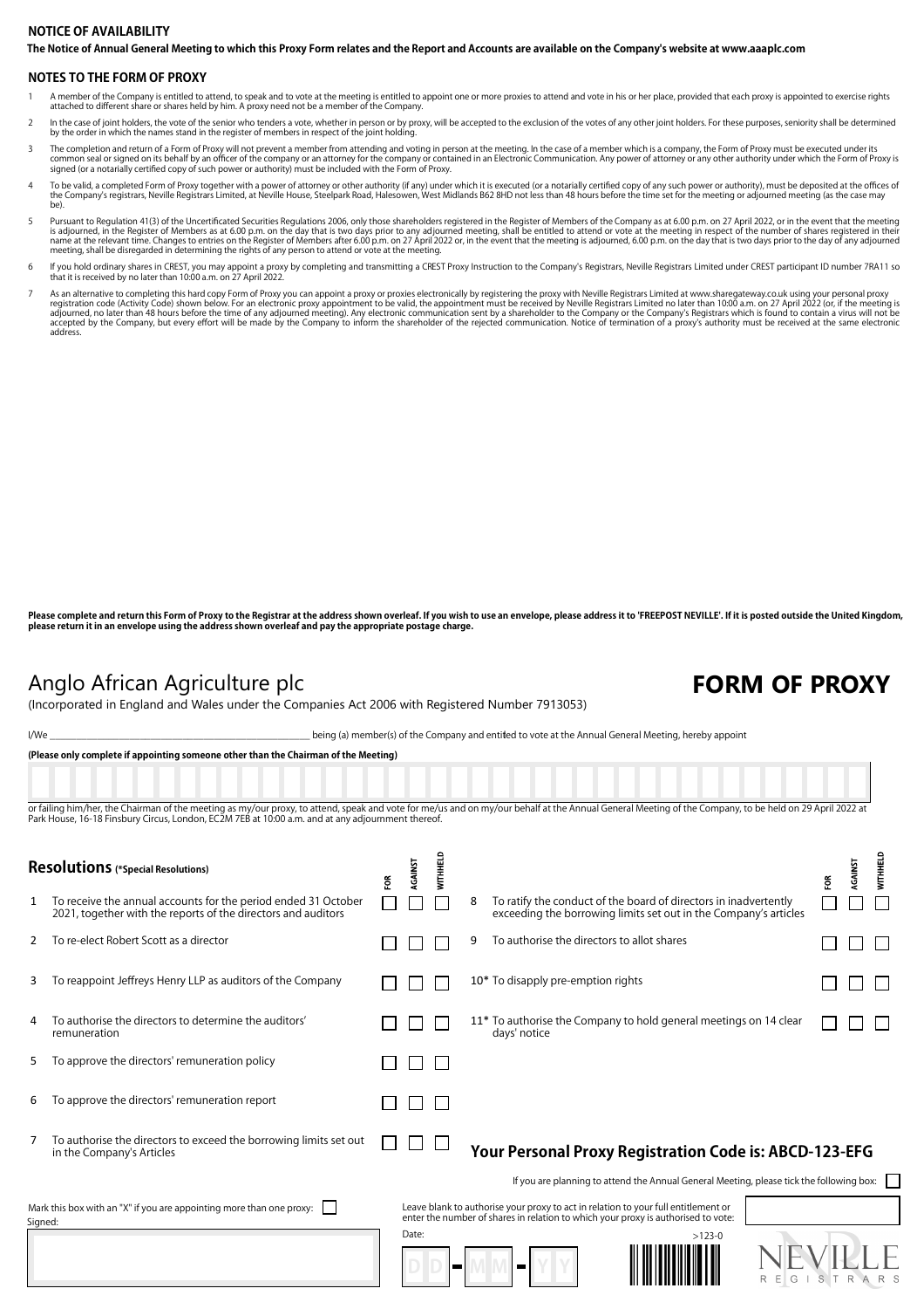## NOTICE OF AVAILABILITY

**The Notice of Annual General Meeting to which this Proxy Form relates and the Report and Accounts are available on the Company's website at www.aaaplc.com**

## NOTES TO THE FORM OF PROXY

1. A member of the Company is entitled to attend, to speak and to vote at the meeting is entitled to appoint one or more proxies to attend and vote in his or her place, provided that each proxy is appointed to exercise rights attached to different share or shares held by him. A proxy need not be a member of the Company.
2. In the case of joint holders, the vote of the senior who tenders a vote, whether in person or by proxy, will be accepted to the exclusion of the votes of any other joint holders. For these purposes, seniority shall be determined by the order in which the names stand in the register of members in respect of the joint holding.
3. The completion and return of a Form of Proxy will not prevent a member from attending and voting in person at the meeting. In the case of a member which is a company, the Form of Proxy must be executed under its common seal or signed on its behalf by an officer of the company or an attorney for the company or contained in an Electronic Communication. Any power of attorney or any other authority under which the Form of Proxy is signed (or a notarially certified copy of such power or authority) must be included with the Form of Proxy.
4. To be valid, a completed Form of Proxy together with a power of attorney or other authority (if any) under which it is executed (or a notarially certified copy of any such power or authority), must be deposited at the offices of the Company's registrars, Neville Registrars Limited, at Neville House, Steelpark Road, Halesowen, West Midlands B62 8HD not less than 48 hours before the time set for the meeting or adjourned meeting (as the case may be).
5. Pursuant to Regulation 41(3) of the Uncertificated Securities Regulations 2006, only those shareholders registered in the Register of Members of the Company as at 6.00 p.m. on 27 April 2022, or in the event that the meeting is adjourned, in the Register of Members as at 6.00 p.m. on the day that is two days prior to any adjourned meeting, shall be entitled to attend or vote at the meeting in respect of the number of shares registered in their name at the relevant time. Changes to entries on the Register of Members after 6.00 p.m. on 27 April 2022 or, in the event that the meeting is adjourned, 6.00 p.m. on the day that is two days prior to the day of any adjourned meeting, shall be disregarded in determining the rights of any person to attend or vote at the meeting.
6. If you hold ordinary shares in CREST, you may appoint a proxy by completing and transmitting a CREST Proxy Instruction to the Company's Registrars, Neville Registrars Limited under CREST participant ID number 7RA11 so that it is received by no later than 10:00 a.m. on 27 April 2022.
7. As an alternative to completing this hard copy Form of Proxy you can appoint a proxy or proxies electronically by registering the proxy with Neville Registrars Limited at www.sharegateway.co.uk using your personal proxy registration code (Activity Code) shown below. For an electronic proxy appointment to be valid, the appointment must be received by Neville Registrars Limited no later than 10:00 a.m. on 27 April 2022 (or, if the meeting is adjourned, no later than 48 hours before the time of any adjourned meeting). Any electronic communication sent by a shareholder to the Company or the Company's Registrars which is found to contain a virus will not be accepted by the Company, but every effort will be made by the Company to inform the shareholder of the rejected communication. Notice of termination of a proxy's authority must be received at the same electronic address.

**Please complete and return this Form of Proxy to the Registrar at the address shown overleaf. If you wish to use an envelope, please address it to 'FREEPOST NEVILLE'. If it is posted outside the United Kingdom, please return it in an envelope using the address shown overleaf and pay the appropriate postage charge.**

# Anglo African Agriculture plc

# FORM OF PROXY

(Incorporated in England and Wales under the Companies Act 2006 with Registered Number 7913053)

I/We ______________________________ being (a) member(s) of the Company and entitled to vote at the Annual General Meeting, hereby appoint

**(Please only complete if appointing someone other than the Chairman of the Meeting)**

or failing him/her, the Chairman of the meeting as my/our proxy, to attend, speak and vote for me/us and on my/our behalf at the Annual General Meeting of the Company, to be held on 29 April 2022 at Park House, 16-18 Finsbury Circus, London, EC2M 7EB at 10:00 a.m. and at any adjournment thereof.

## Resolutions (*Special Resolutions)

| | Resolution | FOR | AGAINST | WITHHELD |
|---|---|---|---|---|
| 1 | To receive the annual accounts for the period ended 31 October 2021, together with the reports of the directors and auditors | ☐ | ☐ | ☐ |
| 2 | To re-elect Robert Scott as a director | ☐ | ☐ | ☐ |
| 3 | To reappoint Jeffreys Henry LLP as auditors of the Company | ☐ | ☐ | ☐ |
| 4 | To authorise the directors to determine the auditors' remuneration | ☐ | ☐ | ☐ |
| 5 | To approve the directors' remuneration policy | ☐ | ☐ | ☐ |
| 6 | To approve the directors' remuneration report | ☐ | ☐ | ☐ |
| 7 | To authorise the directors to exceed the borrowing limits set out in the Company's Articles | ☐ | ☐ | ☐ |
| 8 | To ratify the conduct of the board of directors in inadvertently exceeding the borrowing limits set out in the Company's articles | ☐ | ☐ | ☐ |
| 9 | To authorise the directors to allot shares | ☐ | ☐ | ☐ |
| 10* | To disapply pre-emption rights | ☐ | ☐ | ☐ |
| 11* | To authorise the Company to hold general meetings on 14 clear days' notice | ☐ | ☐ | ☐ |

### Your Personal Proxy Registration Code is: ABCD-123-EFG

If you are planning to attend the Annual General Meeting, please tick the following box: ☐

Mark this box with an "X" if you are appointing more than one proxy: ☐

Leave blank to authorise your proxy to act in relation to your full entitlement or enter the number of shares in relation to which your proxy is authorised to vote:

Signed:

Date: DD - MM - YY

>123-0

NEVILLE REGISTRARS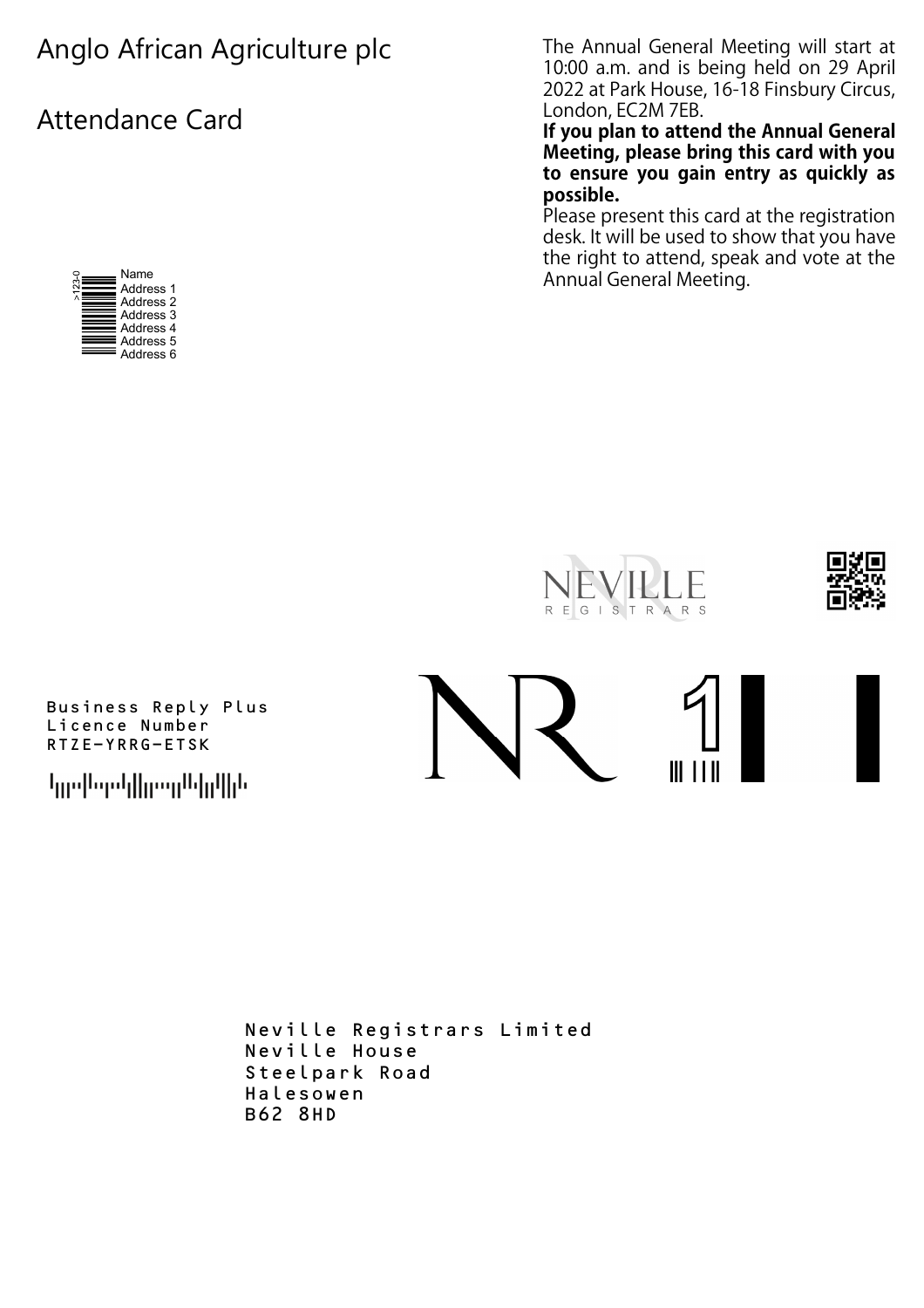# Anglo African Agriculture plc

## Attendance Card

>123-0

Name
Address 1
Address 2
Address 3
Address 4
Address 5
Address 6

The Annual General Meeting will start at 10:00 a.m. and is being held on 29 April 2022 at Park House, 16-18 Finsbury Circus, London, EC2M 7EB.

**If you plan to attend the Annual General Meeting, please bring this card with you to ensure you gain entry as quickly as possible.**

Please present this card at the registration desk. It will be used to show that you have the right to attend, speak and vote at the Annual General Meeting.

NEVILLE
REGISTRARS

Business Reply Plus
Licence Number
RTZE-YRRG-ETSK

NR 1

Neville Registrars Limited
Neville House
Steelpark Road
Halesowen
B62 8HD